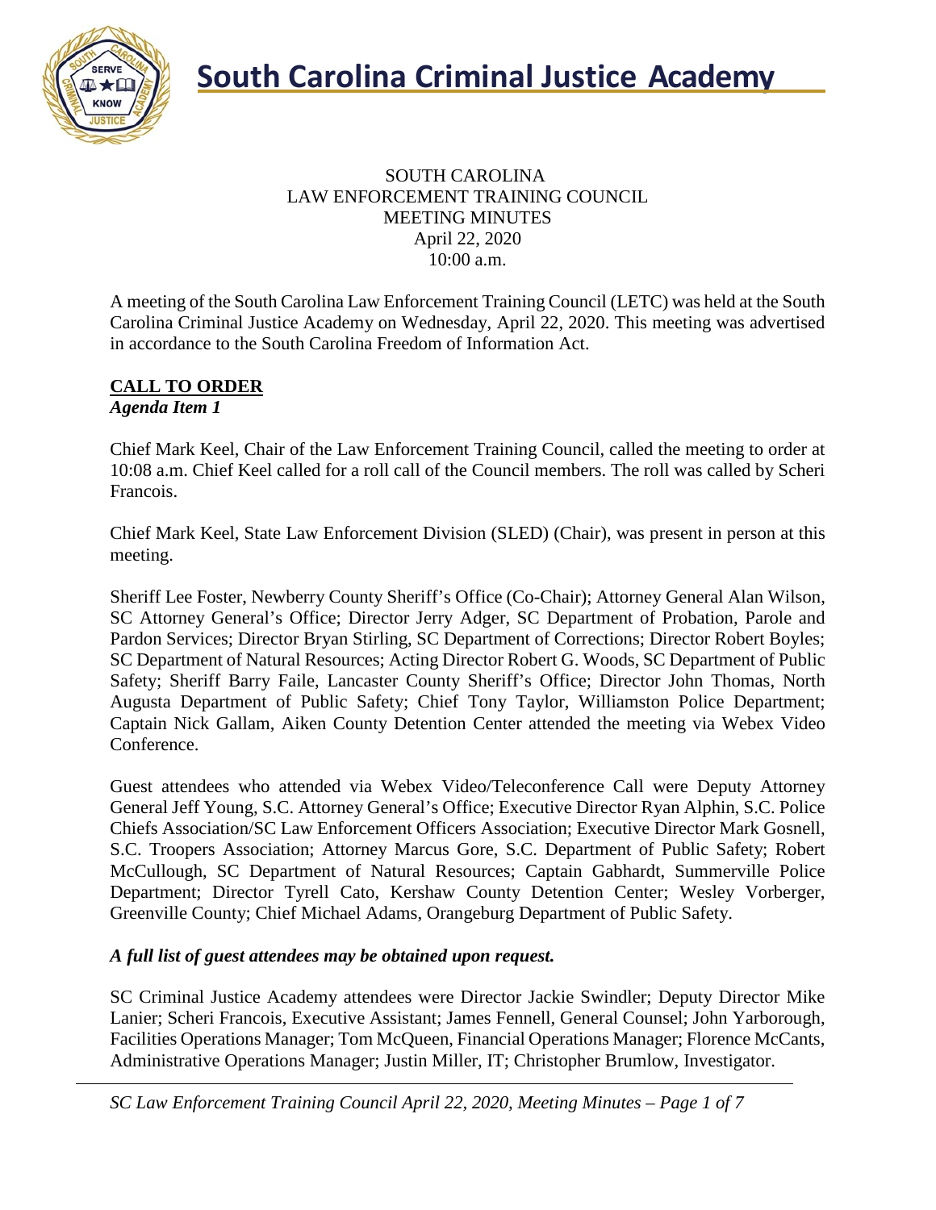# South Carolina Criminal Justice Academy

SOUTH CAROLINA
LAW ENFORCEMENT TRAINING COUNCIL
MEETING MINUTES
April 22, 2020
10:00 a.m.

A meeting of the South Carolina Law Enforcement Training Council (LETC) was held at the South Carolina Criminal Justice Academy on Wednesday, April 22, 2020. This meeting was advertised in accordance to the South Carolina Freedom of Information Act.

## CALL TO ORDER

***Agenda Item 1***

Chief Mark Keel, Chair of the Law Enforcement Training Council, called the meeting to order at 10:08 a.m. Chief Keel called for a roll call of the Council members. The roll was called by Scheri Francois.

Chief Mark Keel, State Law Enforcement Division (SLED) (Chair), was present in person at this meeting.

Sheriff Lee Foster, Newberry County Sheriff's Office (Co-Chair); Attorney General Alan Wilson, SC Attorney General's Office; Director Jerry Adger, SC Department of Probation, Parole and Pardon Services; Director Bryan Stirling, SC Department of Corrections; Director Robert Boyles; SC Department of Natural Resources; Acting Director Robert G. Woods, SC Department of Public Safety; Sheriff Barry Faile, Lancaster County Sheriff's Office; Director John Thomas, North Augusta Department of Public Safety; Chief Tony Taylor, Williamston Police Department; Captain Nick Gallam, Aiken County Detention Center attended the meeting via Webex Video Conference.

Guest attendees who attended via Webex Video/Teleconference Call were Deputy Attorney General Jeff Young, S.C. Attorney General's Office; Executive Director Ryan Alphin, S.C. Police Chiefs Association/SC Law Enforcement Officers Association; Executive Director Mark Gosnell, S.C. Troopers Association; Attorney Marcus Gore, S.C. Department of Public Safety; Robert McCullough, SC Department of Natural Resources; Captain Gabhardt, Summerville Police Department; Director Tyrell Cato, Kershaw County Detention Center; Wesley Vorberger, Greenville County; Chief Michael Adams, Orangeburg Department of Public Safety.

***A full list of guest attendees may be obtained upon request.***

SC Criminal Justice Academy attendees were Director Jackie Swindler; Deputy Director Mike Lanier; Scheri Francois, Executive Assistant; James Fennell, General Counsel; John Yarborough, Facilities Operations Manager; Tom McQueen, Financial Operations Manager; Florence McCants, Administrative Operations Manager; Justin Miller, IT; Christopher Brumlow, Investigator.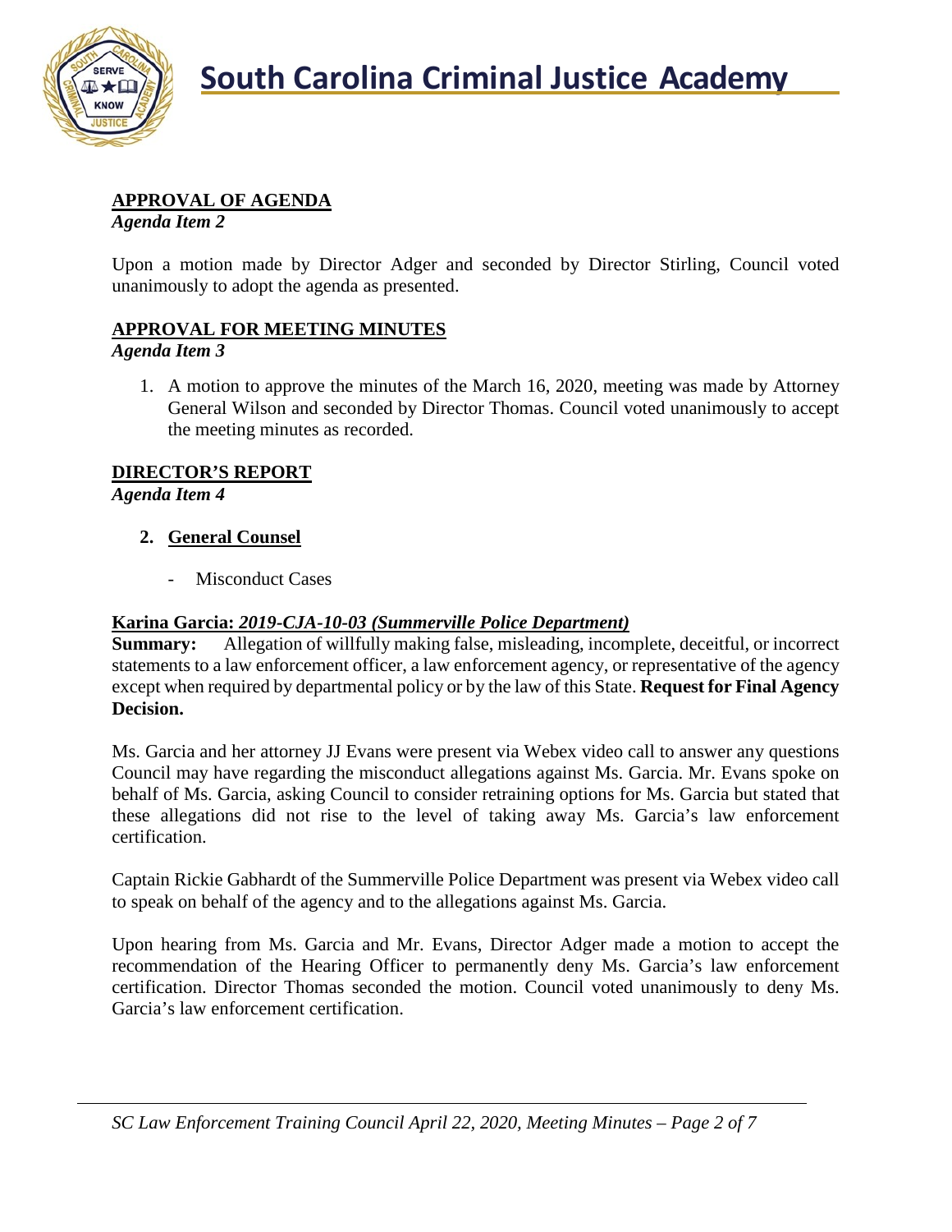## APPROVAL OF AGENDA

*Agenda Item 2*

Upon a motion made by Director Adger and seconded by Director Stirling, Council voted unanimously to adopt the agenda as presented.

## APPROVAL FOR MEETING MINUTES

*Agenda Item 3*

1. A motion to approve the minutes of the March 16, 2020, meeting was made by Attorney General Wilson and seconded by Director Thomas. Council voted unanimously to accept the meeting minutes as recorded.

## DIRECTOR'S REPORT

*Agenda Item 4*

2. **General Counsel**

   - Misconduct Cases

**Karina Garcia:** ***2019-CJA-10-03 (Summerville Police Department)***

**Summary:** Allegation of willfully making false, misleading, incomplete, deceitful, or incorrect statements to a law enforcement officer, a law enforcement agency, or representative of the agency except when required by departmental policy or by the law of this State. **Request for Final Agency Decision.**

Ms. Garcia and her attorney JJ Evans were present via Webex video call to answer any questions Council may have regarding the misconduct allegations against Ms. Garcia. Mr. Evans spoke on behalf of Ms. Garcia, asking Council to consider retraining options for Ms. Garcia but stated that these allegations did not rise to the level of taking away Ms. Garcia's law enforcement certification.

Captain Rickie Gabhardt of the Summerville Police Department was present via Webex video call to speak on behalf of the agency and to the allegations against Ms. Garcia.

Upon hearing from Ms. Garcia and Mr. Evans, Director Adger made a motion to accept the recommendation of the Hearing Officer to permanently deny Ms. Garcia's law enforcement certification. Director Thomas seconded the motion. Council voted unanimously to deny Ms. Garcia's law enforcement certification.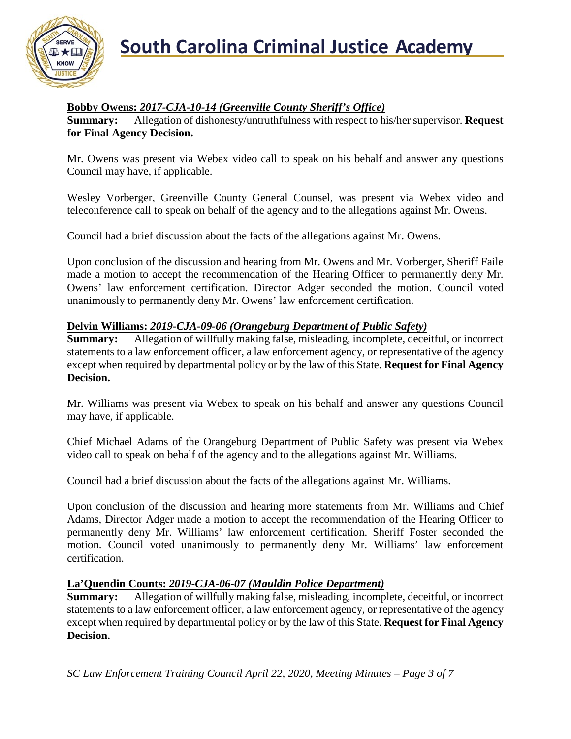**Bobby Owens:** ***2017-CJA-10-14 (Greenville County Sheriff's Office)***

**Summary:** Allegation of dishonesty/untruthfulness with respect to his/her supervisor. **Request for Final Agency Decision.**

Mr. Owens was present via Webex video call to speak on his behalf and answer any questions Council may have, if applicable.

Wesley Vorberger, Greenville County General Counsel, was present via Webex video and teleconference call to speak on behalf of the agency and to the allegations against Mr. Owens.

Council had a brief discussion about the facts of the allegations against Mr. Owens.

Upon conclusion of the discussion and hearing from Mr. Owens and Mr. Vorberger, Sheriff Faile made a motion to accept the recommendation of the Hearing Officer to permanently deny Mr. Owens' law enforcement certification. Director Adger seconded the motion. Council voted unanimously to permanently deny Mr. Owens' law enforcement certification.

**Delvin Williams:** ***2019-CJA-09-06 (Orangeburg Department of Public Safety)***

**Summary:** Allegation of willfully making false, misleading, incomplete, deceitful, or incorrect statements to a law enforcement officer, a law enforcement agency, or representative of the agency except when required by departmental policy or by the law of this State. **Request for Final Agency Decision.**

Mr. Williams was present via Webex to speak on his behalf and answer any questions Council may have, if applicable.

Chief Michael Adams of the Orangeburg Department of Public Safety was present via Webex video call to speak on behalf of the agency and to the allegations against Mr. Williams.

Council had a brief discussion about the facts of the allegations against Mr. Williams.

Upon conclusion of the discussion and hearing more statements from Mr. Williams and Chief Adams, Director Adger made a motion to accept the recommendation of the Hearing Officer to permanently deny Mr. Williams' law enforcement certification. Sheriff Foster seconded the motion. Council voted unanimously to permanently deny Mr. Williams' law enforcement certification.

**La'Quendin Counts:** ***2019-CJA-06-07 (Mauldin Police Department)***

**Summary:** Allegation of willfully making false, misleading, incomplete, deceitful, or incorrect statements to a law enforcement officer, a law enforcement agency, or representative of the agency except when required by departmental policy or by the law of this State. **Request for Final Agency Decision.**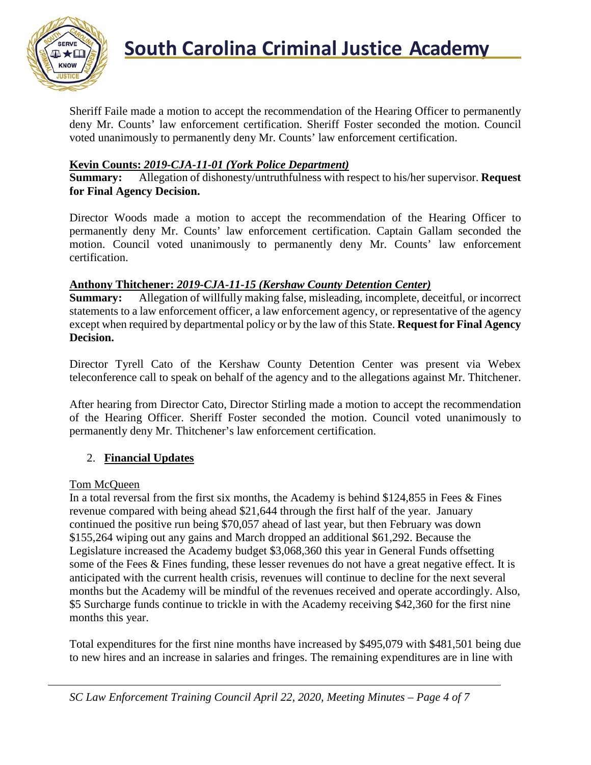Sheriff Faile made a motion to accept the recommendation of the Hearing Officer to permanently deny Mr. Counts' law enforcement certification. Sheriff Foster seconded the motion. Council voted unanimously to permanently deny Mr. Counts' law enforcement certification.

**Kevin Counts:** ***2019-CJA-11-01 (York Police Department)***
**Summary:** Allegation of dishonesty/untruthfulness with respect to his/her supervisor. **Request for Final Agency Decision.**

Director Woods made a motion to accept the recommendation of the Hearing Officer to permanently deny Mr. Counts' law enforcement certification. Captain Gallam seconded the motion. Council voted unanimously to permanently deny Mr. Counts' law enforcement certification.

**Anthony Thitchener:** ***2019-CJA-11-15 (Kershaw County Detention Center)***
**Summary:** Allegation of willfully making false, misleading, incomplete, deceitful, or incorrect statements to a law enforcement officer, a law enforcement agency, or representative of the agency except when required by departmental policy or by the law of this State. **Request for Final Agency Decision.**

Director Tyrell Cato of the Kershaw County Detention Center was present via Webex teleconference call to speak on behalf of the agency and to the allegations against Mr. Thitchener.

After hearing from Director Cato, Director Stirling made a motion to accept the recommendation of the Hearing Officer. Sheriff Foster seconded the motion. Council voted unanimously to permanently deny Mr. Thitchener's law enforcement certification.

2. **Financial Updates**

Tom McQueen
In a total reversal from the first six months, the Academy is behind $124,855 in Fees & Fines revenue compared with being ahead $21,644 through the first half of the year. January continued the positive run being $70,057 ahead of last year, but then February was down $155,264 wiping out any gains and March dropped an additional $61,292. Because the Legislature increased the Academy budget $3,068,360 this year in General Funds offsetting some of the Fees & Fines funding, these lesser revenues do not have a great negative effect. It is anticipated with the current health crisis, revenues will continue to decline for the next several months but the Academy will be mindful of the revenues received and operate accordingly. Also, $5 Surcharge funds continue to trickle in with the Academy receiving $42,360 for the first nine months this year.

Total expenditures for the first nine months have increased by $495,079 with $481,501 being due to new hires and an increase in salaries and fringes. The remaining expenditures are in line with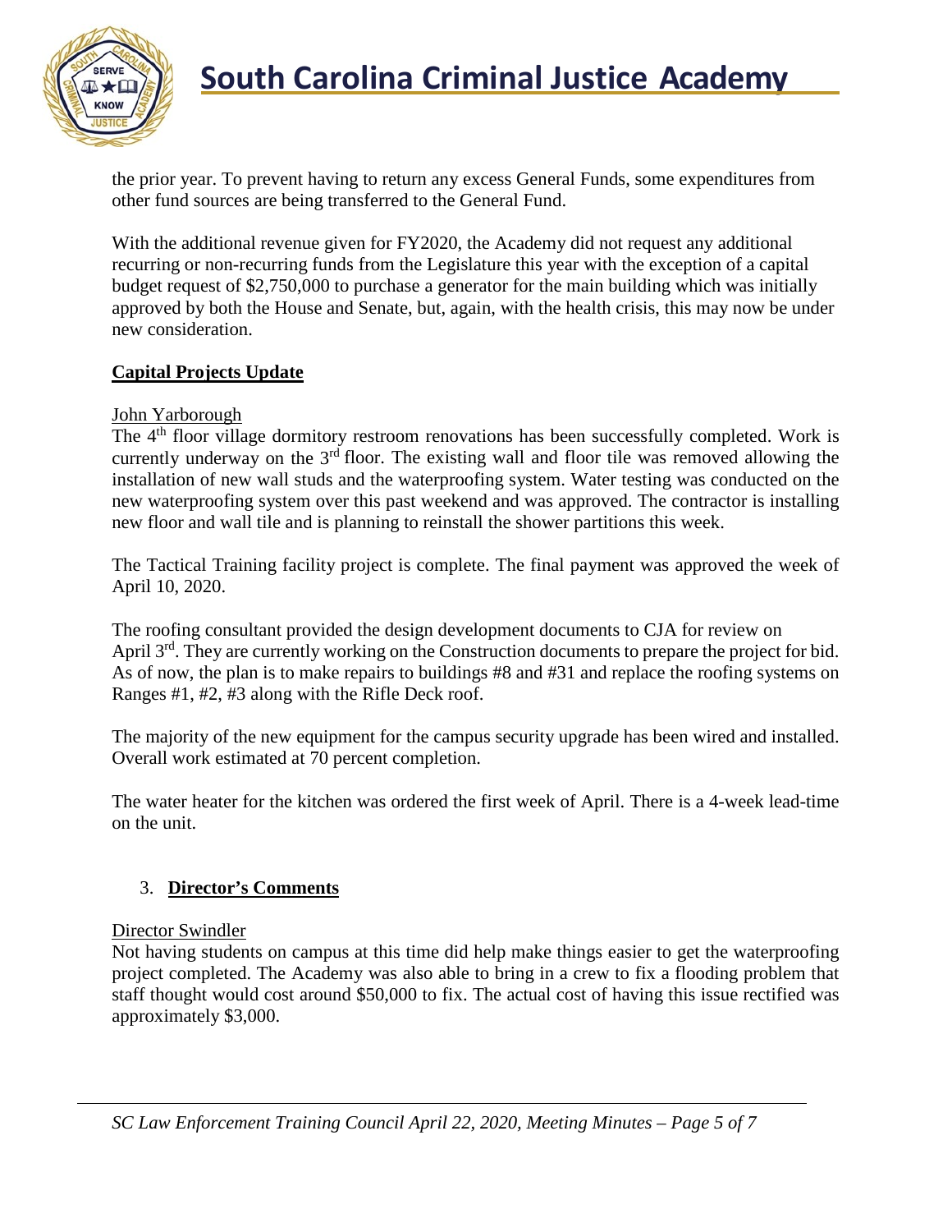the prior year. To prevent having to return any excess General Funds, some expenditures from other fund sources are being transferred to the General Fund.

With the additional revenue given for FY2020, the Academy did not request any additional recurring or non-recurring funds from the Legislature this year with the exception of a capital budget request of $2,750,000 to purchase a generator for the main building which was initially approved by both the House and Senate, but, again, with the health crisis, this may now be under new consideration.

**Capital Projects Update**

John Yarborough

The 4th floor village dormitory restroom renovations has been successfully completed. Work is currently underway on the 3rd floor. The existing wall and floor tile was removed allowing the installation of new wall studs and the waterproofing system. Water testing was conducted on the new waterproofing system over this past weekend and was approved. The contractor is installing new floor and wall tile and is planning to reinstall the shower partitions this week.

The Tactical Training facility project is complete. The final payment was approved the week of April 10, 2020.

The roofing consultant provided the design development documents to CJA for review on April 3rd. They are currently working on the Construction documents to prepare the project for bid. As of now, the plan is to make repairs to buildings #8 and #31 and replace the roofing systems on Ranges #1, #2, #3 along with the Rifle Deck roof.

The majority of the new equipment for the campus security upgrade has been wired and installed. Overall work estimated at 70 percent completion.

The water heater for the kitchen was ordered the first week of April. There is a 4-week lead-time on the unit.

3. **Director's Comments**

Director Swindler

Not having students on campus at this time did help make things easier to get the waterproofing project completed. The Academy was also able to bring in a crew to fix a flooding problem that staff thought would cost around $50,000 to fix. The actual cost of having this issue rectified was approximately $3,000.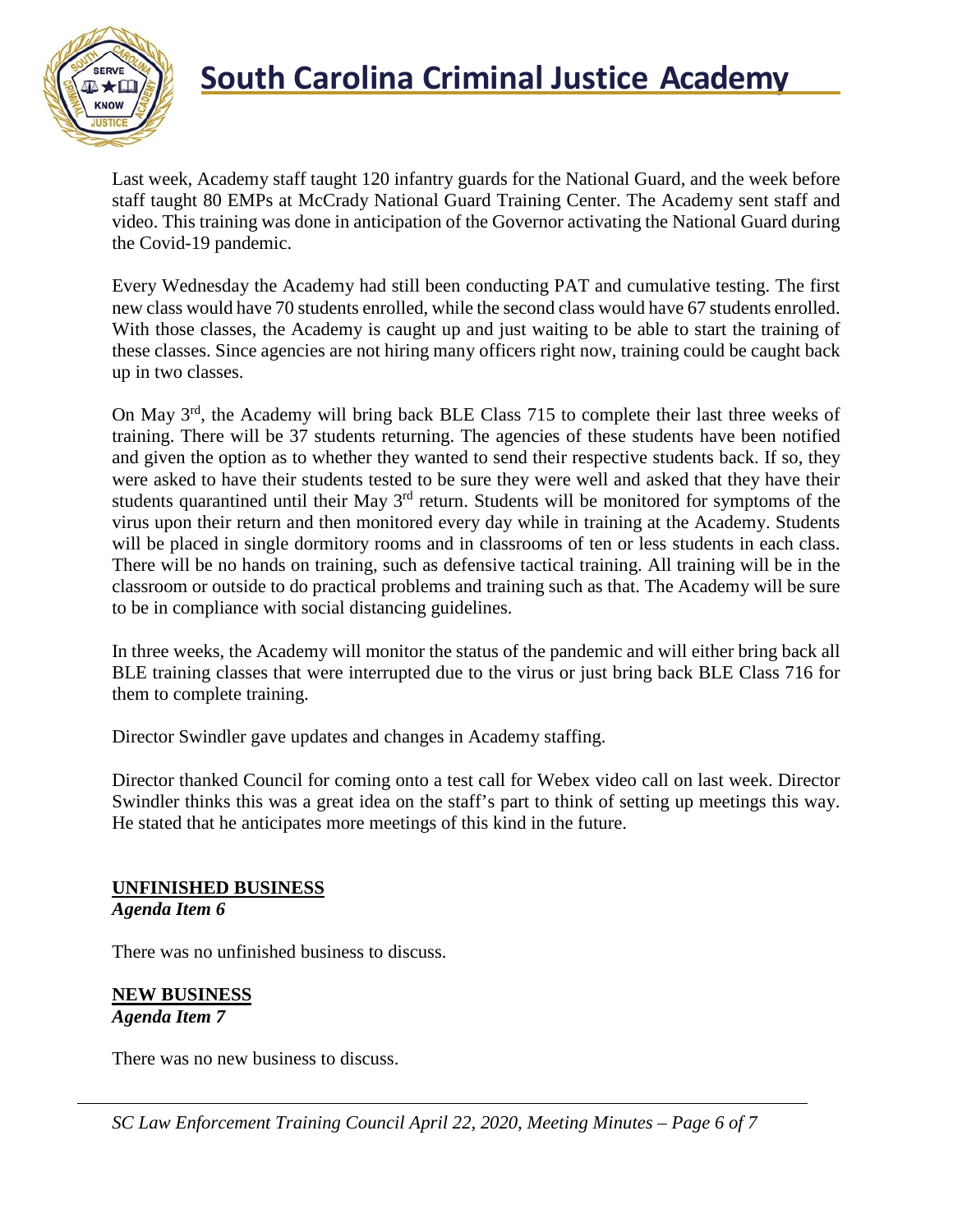Last week, Academy staff taught 120 infantry guards for the National Guard, and the week before staff taught 80 EMPs at McCrady National Guard Training Center. The Academy sent staff and video. This training was done in anticipation of the Governor activating the National Guard during the Covid-19 pandemic.

Every Wednesday the Academy had still been conducting PAT and cumulative testing. The first new class would have 70 students enrolled, while the second class would have 67 students enrolled. With those classes, the Academy is caught up and just waiting to be able to start the training of these classes. Since agencies are not hiring many officers right now, training could be caught back up in two classes.

On May 3rd, the Academy will bring back BLE Class 715 to complete their last three weeks of training. There will be 37 students returning. The agencies of these students have been notified and given the option as to whether they wanted to send their respective students back. If so, they were asked to have their students tested to be sure they were well and asked that they have their students quarantined until their May 3rd return. Students will be monitored for symptoms of the virus upon their return and then monitored every day while in training at the Academy. Students will be placed in single dormitory rooms and in classrooms of ten or less students in each class. There will be no hands on training, such as defensive tactical training. All training will be in the classroom or outside to do practical problems and training such as that. The Academy will be sure to be in compliance with social distancing guidelines.

In three weeks, the Academy will monitor the status of the pandemic and will either bring back all BLE training classes that were interrupted due to the virus or just bring back BLE Class 716 for them to complete training.

Director Swindler gave updates and changes in Academy staffing.

Director thanked Council for coming onto a test call for Webex video call on last week. Director Swindler thinks this was a great idea on the staff's part to think of setting up meetings this way. He stated that he anticipates more meetings of this kind in the future.

**UNFINISHED BUSINESS**
***Agenda Item 6***

There was no unfinished business to discuss.

**NEW BUSINESS**
***Agenda Item 7***

There was no new business to discuss.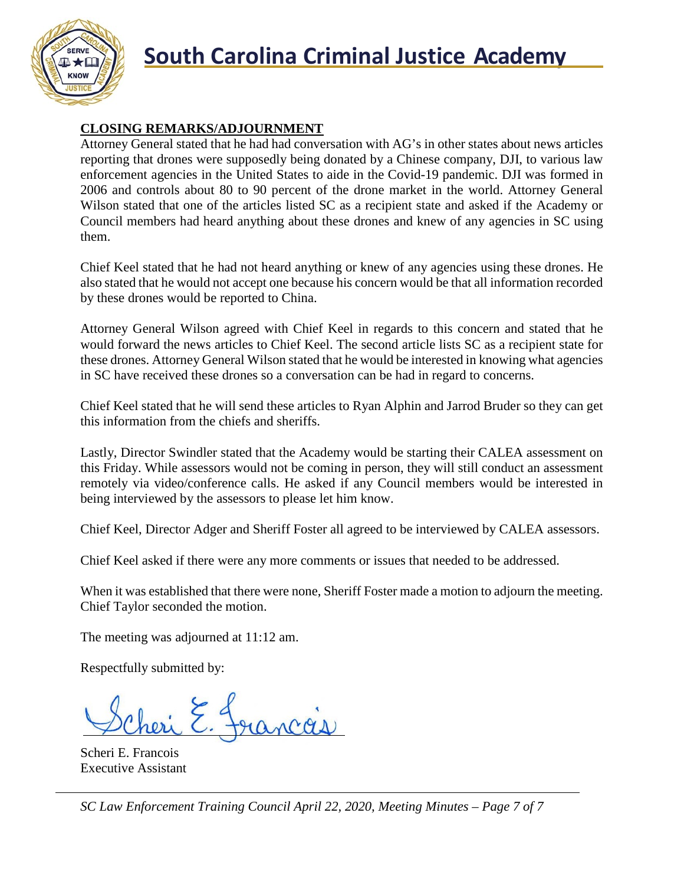## CLOSING REMARKS/ADJOURNMENT

Attorney General stated that he had had conversation with AG's in other states about news articles reporting that drones were supposedly being donated by a Chinese company, DJI, to various law enforcement agencies in the United States to aide in the Covid-19 pandemic. DJI was formed in 2006 and controls about 80 to 90 percent of the drone market in the world. Attorney General Wilson stated that one of the articles listed SC as a recipient state and asked if the Academy or Council members had heard anything about these drones and knew of any agencies in SC using them.

Chief Keel stated that he had not heard anything or knew of any agencies using these drones. He also stated that he would not accept one because his concern would be that all information recorded by these drones would be reported to China.

Attorney General Wilson agreed with Chief Keel in regards to this concern and stated that he would forward the news articles to Chief Keel. The second article lists SC as a recipient state for these drones. Attorney General Wilson stated that he would be interested in knowing what agencies in SC have received these drones so a conversation can be had in regard to concerns.

Chief Keel stated that he will send these articles to Ryan Alphin and Jarrod Bruder so they can get this information from the chiefs and sheriffs.

Lastly, Director Swindler stated that the Academy would be starting their CALEA assessment on this Friday. While assessors would not be coming in person, they will still conduct an assessment remotely via video/conference calls. He asked if any Council members would be interested in being interviewed by the assessors to please let him know.

Chief Keel, Director Adger and Sheriff Foster all agreed to be interviewed by CALEA assessors.

Chief Keel asked if there were any more comments or issues that needed to be addressed.

When it was established that there were none, Sheriff Foster made a motion to adjourn the meeting. Chief Taylor seconded the motion.

The meeting was adjourned at 11:12 am.

Respectfully submitted by:

Scheri E. Francois

Scheri E. Francois
Executive Assistant